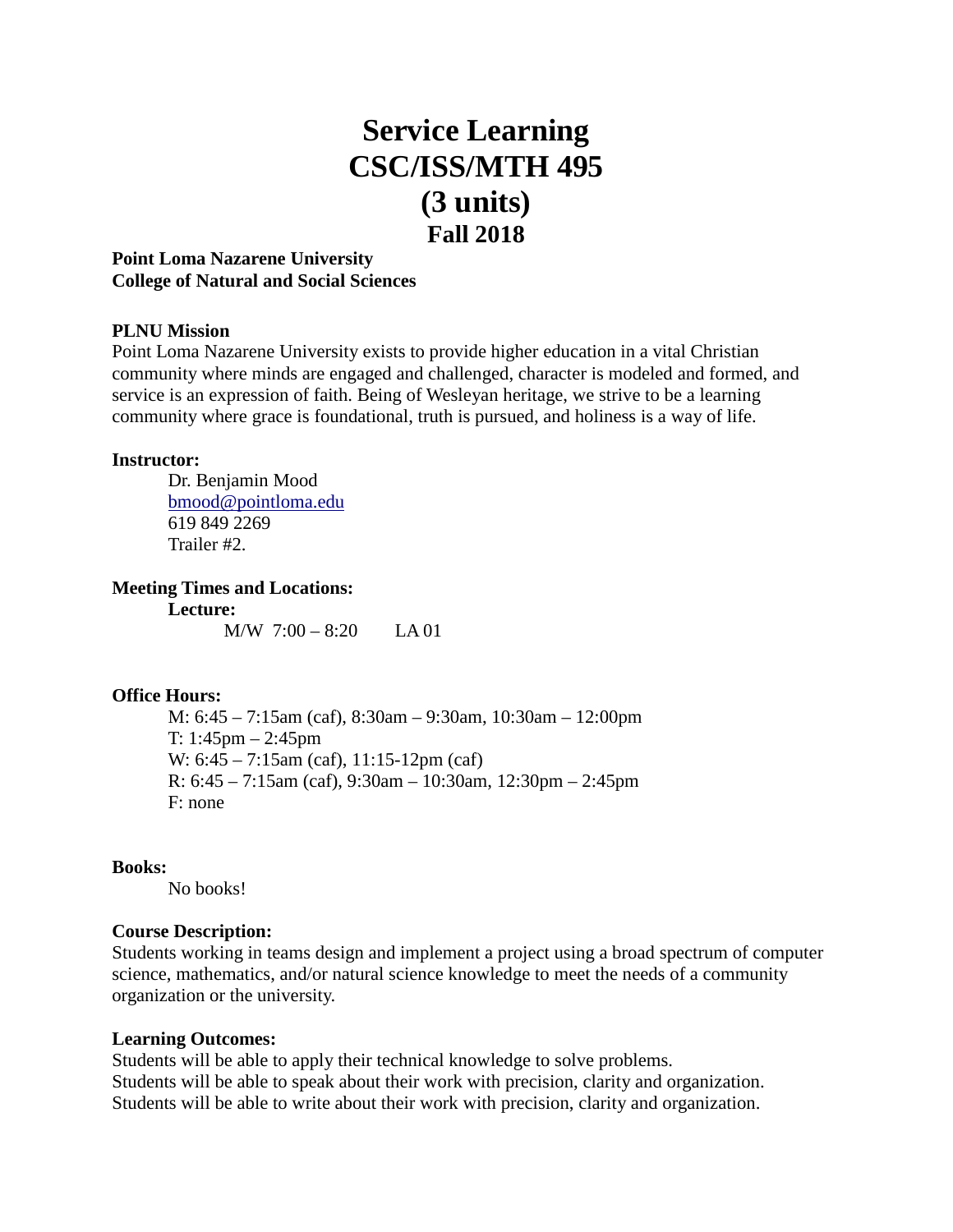# Service Learning
# CSC/ISS/MTH 495
# (3 units)
## Fall 2018

**Point Loma Nazarene University**
**College of Natural and Social Sciences**

**PLNU Mission**

Point Loma Nazarene University exists to provide higher education in a vital Christian community where minds are engaged and challenged, character is modeled and formed, and service is an expression of faith. Being of Wesleyan heritage, we strive to be a learning community where grace is foundational, truth is pursued, and holiness is a way of life.

**Instructor:**

Dr. Benjamin Mood
bmood@pointloma.edu
619 849 2269
Trailer #2.

**Meeting Times and Locations:**

**Lecture:**

M/W 7:00 – 8:20 LA 01

**Office Hours:**

M: 6:45 – 7:15am (caf), 8:30am – 9:30am, 10:30am – 12:00pm
T: 1:45pm – 2:45pm
W: 6:45 – 7:15am (caf), 11:15-12pm (caf)
R: 6:45 – 7:15am (caf), 9:30am – 10:30am, 12:30pm – 2:45pm
F: none

**Books:**

No books!

**Course Description:**

Students working in teams design and implement a project using a broad spectrum of computer science, mathematics, and/or natural science knowledge to meet the needs of a community organization or the university.

**Learning Outcomes:**

Students will be able to apply their technical knowledge to solve problems.
Students will be able to speak about their work with precision, clarity and organization.
Students will be able to write about their work with precision, clarity and organization.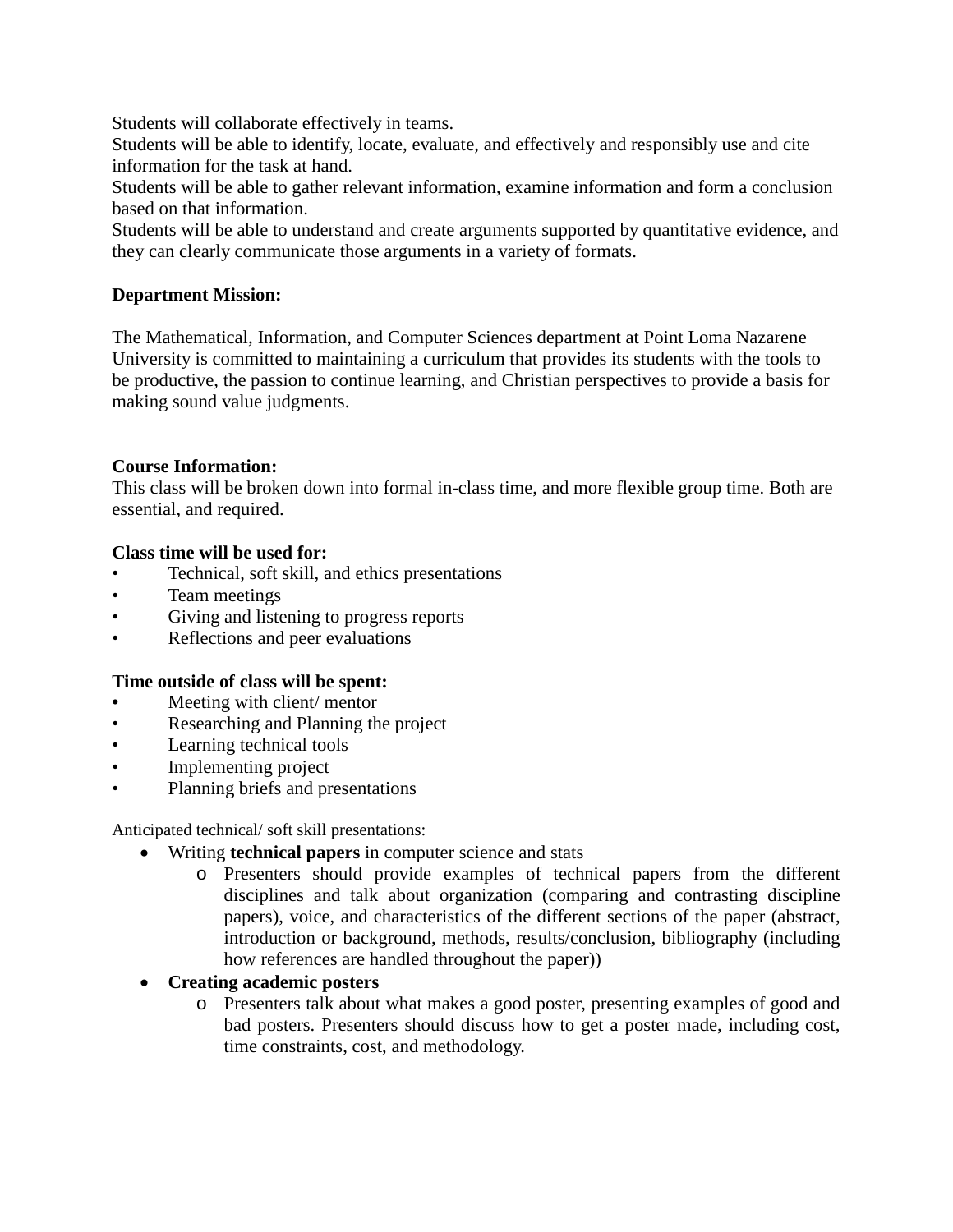Students will collaborate effectively in teams.
Students will be able to identify, locate, evaluate, and effectively and responsibly use and cite information for the task at hand.
Students will be able to gather relevant information, examine information and form a conclusion based on that information.
Students will be able to understand and create arguments supported by quantitative evidence, and they can clearly communicate those arguments in a variety of formats.

**Department Mission:**

The Mathematical, Information, and Computer Sciences department at Point Loma Nazarene University is committed to maintaining a curriculum that provides its students with the tools to be productive, the passion to continue learning, and Christian perspectives to provide a basis for making sound value judgments.

**Course Information:**
This class will be broken down into formal in-class time, and more flexible group time. Both are essential, and required.

**Class time will be used for:**

- Technical, soft skill, and ethics presentations
- Team meetings
- Giving and listening to progress reports
- Reflections and peer evaluations

**Time outside of class will be spent:**

- Meeting with client/ mentor
- Researching and Planning the project
- Learning technical tools
- Implementing project
- Planning briefs and presentations

Anticipated technical/ soft skill presentations:

- Writing **technical papers** in computer science and stats
  - Presenters should provide examples of technical papers from the different disciplines and talk about organization (comparing and contrasting discipline papers), voice, and characteristics of the different sections of the paper (abstract, introduction or background, methods, results/conclusion, bibliography (including how references are handled throughout the paper))
- **Creating academic posters**
  - Presenters talk about what makes a good poster, presenting examples of good and bad posters. Presenters should discuss how to get a poster made, including cost, time constraints, cost, and methodology.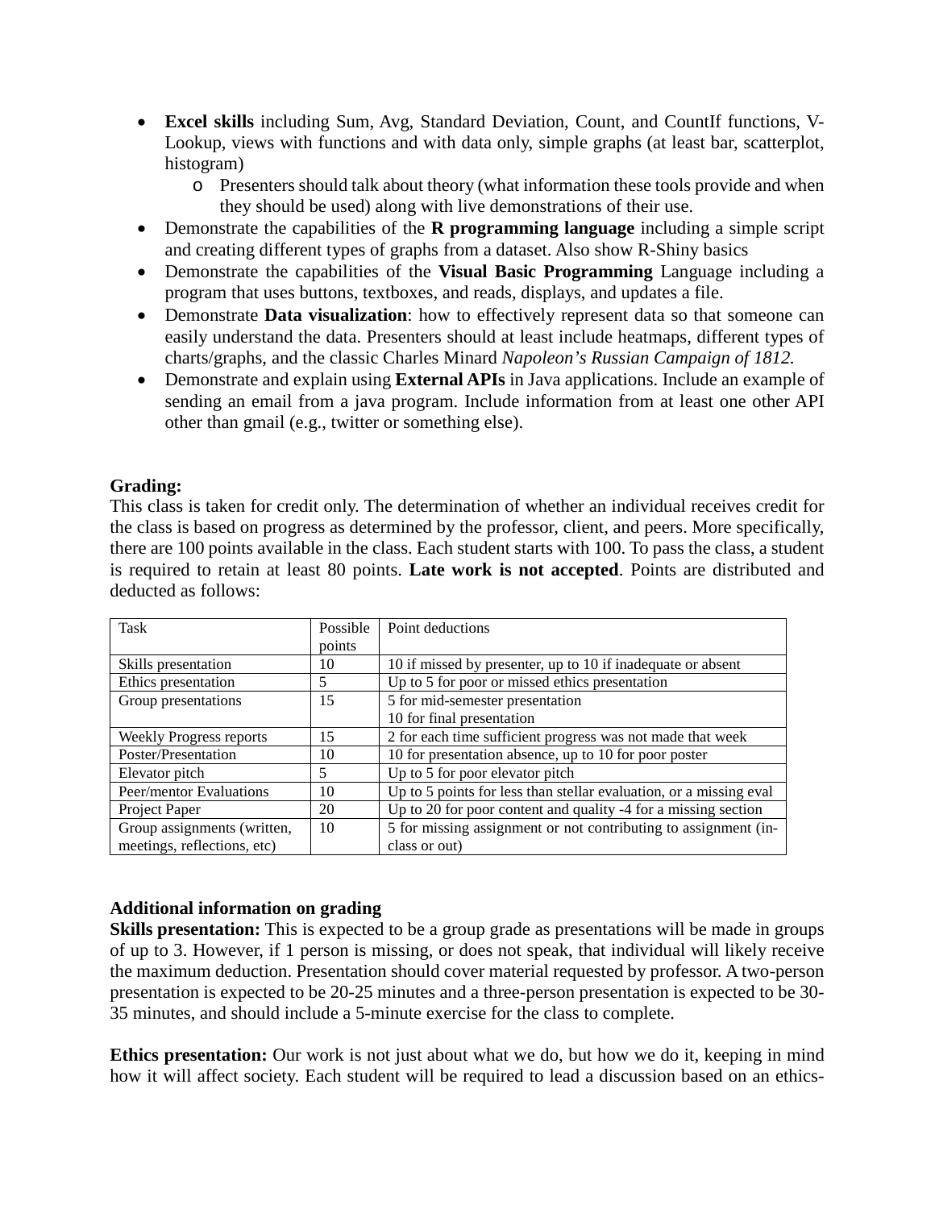- **Excel skills** including Sum, Avg, Standard Deviation, Count, and CountIf functions, V-Lookup, views with functions and with data only, simple graphs (at least bar, scatterplot, histogram)
    - Presenters should talk about theory (what information these tools provide and when they should be used) along with live demonstrations of their use.
- Demonstrate the capabilities of the **R programming language** including a simple script and creating different types of graphs from a dataset. Also show R-Shiny basics
- Demonstrate the capabilities of the **Visual Basic Programming** Language including a program that uses buttons, textboxes, and reads, displays, and updates a file.
- Demonstrate **Data visualization**: how to effectively represent data so that someone can easily understand the data. Presenters should at least include heatmaps, different types of charts/graphs, and the classic Charles Minard *Napoleon's Russian Campaign of 1812.*
- Demonstrate and explain using **External APIs** in Java applications. Include an example of sending an email from a java program. Include information from at least one other API other than gmail (e.g., twitter or something else).

**Grading:**
This class is taken for credit only. The determination of whether an individual receives credit for the class is based on progress as determined by the professor, client, and peers. More specifically, there are 100 points available in the class. Each student starts with 100. To pass the class, a student is required to retain at least 80 points. **Late work is not accepted**. Points are distributed and deducted as follows:

| Task | Possible points | Point deductions |
|---|---|---|
| Skills presentation | 10 | 10 if missed by presenter, up to 10 if inadequate or absent |
| Ethics presentation | 5 | Up to 5 for poor or missed ethics presentation |
| Group presentations | 15 | 5 for mid-semester presentation<br>10 for final presentation |
| Weekly Progress reports | 15 | 2 for each time sufficient progress was not made that week |
| Poster/Presentation | 10 | 10 for presentation absence, up to 10 for poor poster |
| Elevator pitch | 5 | Up to 5 for poor elevator pitch |
| Peer/mentor Evaluations | 10 | Up to 5 points for less than stellar evaluation, or a missing eval |
| Project Paper | 20 | Up to 20 for poor content and quality -4 for a missing section |
| Group assignments (written, meetings, reflections, etc) | 10 | 5 for missing assignment or not contributing to assignment (in-class or out) |

**Additional information on grading**
**Skills presentation:** This is expected to be a group grade as presentations will be made in groups of up to 3. However, if 1 person is missing, or does not speak, that individual will likely receive the maximum deduction. Presentation should cover material requested by professor. A two-person presentation is expected to be 20-25 minutes and a three-person presentation is expected to be 30-35 minutes, and should include a 5-minute exercise for the class to complete.

**Ethics presentation:** Our work is not just about what we do, but how we do it, keeping in mind how it will affect society. Each student will be required to lead a discussion based on an ethics-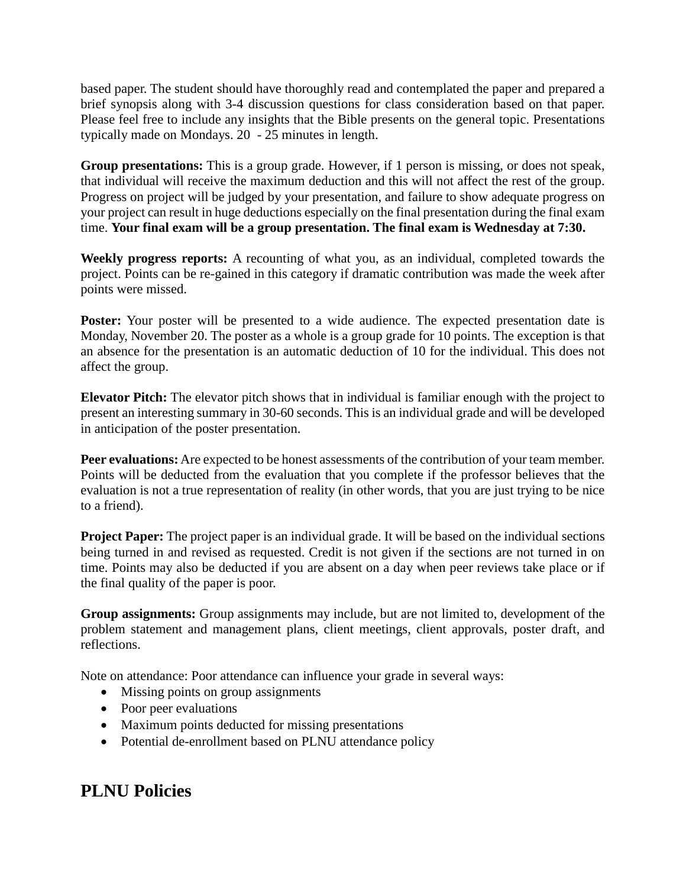based paper. The student should have thoroughly read and contemplated the paper and prepared a brief synopsis along with 3-4 discussion questions for class consideration based on that paper. Please feel free to include any insights that the Bible presents on the general topic. Presentations typically made on Mondays. 20 - 25 minutes in length.

**Group presentations:** This is a group grade. However, if 1 person is missing, or does not speak, that individual will receive the maximum deduction and this will not affect the rest of the group. Progress on project will be judged by your presentation, and failure to show adequate progress on your project can result in huge deductions especially on the final presentation during the final exam time. **Your final exam will be a group presentation. The final exam is Wednesday at 7:30.**

**Weekly progress reports:** A recounting of what you, as an individual, completed towards the project. Points can be re-gained in this category if dramatic contribution was made the week after points were missed.

**Poster:** Your poster will be presented to a wide audience. The expected presentation date is Monday, November 20. The poster as a whole is a group grade for 10 points. The exception is that an absence for the presentation is an automatic deduction of 10 for the individual. This does not affect the group.

**Elevator Pitch:** The elevator pitch shows that in individual is familiar enough with the project to present an interesting summary in 30-60 seconds. This is an individual grade and will be developed in anticipation of the poster presentation.

**Peer evaluations:** Are expected to be honest assessments of the contribution of your team member. Points will be deducted from the evaluation that you complete if the professor believes that the evaluation is not a true representation of reality (in other words, that you are just trying to be nice to a friend).

**Project Paper:** The project paper is an individual grade. It will be based on the individual sections being turned in and revised as requested. Credit is not given if the sections are not turned in on time. Points may also be deducted if you are absent on a day when peer reviews take place or if the final quality of the paper is poor.

**Group assignments:** Group assignments may include, but are not limited to, development of the problem statement and management plans, client meetings, client approvals, poster draft, and reflections.

Note on attendance: Poor attendance can influence your grade in several ways:

- Missing points on group assignments
- Poor peer evaluations
- Maximum points deducted for missing presentations
- Potential de-enrollment based on PLNU attendance policy

## PLNU Policies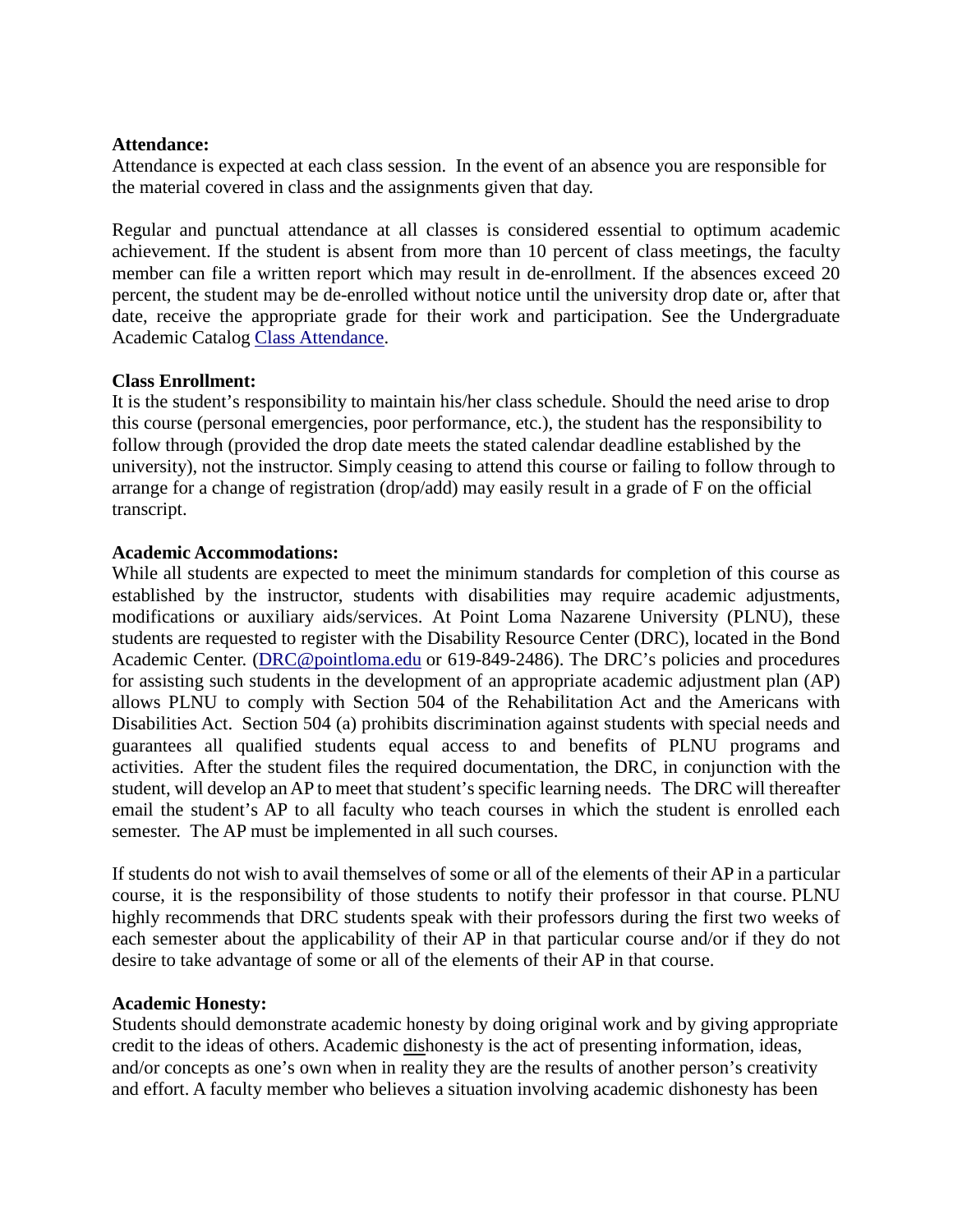**Attendance:**

Attendance is expected at each class session. In the event of an absence you are responsible for the material covered in class and the assignments given that day.

Regular and punctual attendance at all classes is considered essential to optimum academic achievement. If the student is absent from more than 10 percent of class meetings, the faculty member can file a written report which may result in de-enrollment. If the absences exceed 20 percent, the student may be de-enrolled without notice until the university drop date or, after that date, receive the appropriate grade for their work and participation. See the Undergraduate Academic Catalog [Class Attendance](Class Attendance).

**Class Enrollment:**

It is the student's responsibility to maintain his/her class schedule. Should the need arise to drop this course (personal emergencies, poor performance, etc.), the student has the responsibility to follow through (provided the drop date meets the stated calendar deadline established by the university), not the instructor. Simply ceasing to attend this course or failing to follow through to arrange for a change of registration (drop/add) may easily result in a grade of F on the official transcript.

**Academic Accommodations:**

While all students are expected to meet the minimum standards for completion of this course as established by the instructor, students with disabilities may require academic adjustments, modifications or auxiliary aids/services. At Point Loma Nazarene University (PLNU), these students are requested to register with the Disability Resource Center (DRC), located in the Bond Academic Center. ([DRC@pointloma.edu](mailto:DRC@pointloma.edu) or 619-849-2486). The DRC's policies and procedures for assisting such students in the development of an appropriate academic adjustment plan (AP) allows PLNU to comply with Section 504 of the Rehabilitation Act and the Americans with Disabilities Act. Section 504 (a) prohibits discrimination against students with special needs and guarantees all qualified students equal access to and benefits of PLNU programs and activities. After the student files the required documentation, the DRC, in conjunction with the student, will develop an AP to meet that student's specific learning needs. The DRC will thereafter email the student's AP to all faculty who teach courses in which the student is enrolled each semester. The AP must be implemented in all such courses.

If students do not wish to avail themselves of some or all of the elements of their AP in a particular course, it is the responsibility of those students to notify their professor in that course. PLNU highly recommends that DRC students speak with their professors during the first two weeks of each semester about the applicability of their AP in that particular course and/or if they do not desire to take advantage of some or all of the elements of their AP in that course.

**Academic Honesty:**

Students should demonstrate academic honesty by doing original work and by giving appropriate credit to the ideas of others. Academic <u>dis</u>honesty is the act of presenting information, ideas, and/or concepts as one's own when in reality they are the results of another person's creativity and effort. A faculty member who believes a situation involving academic dishonesty has been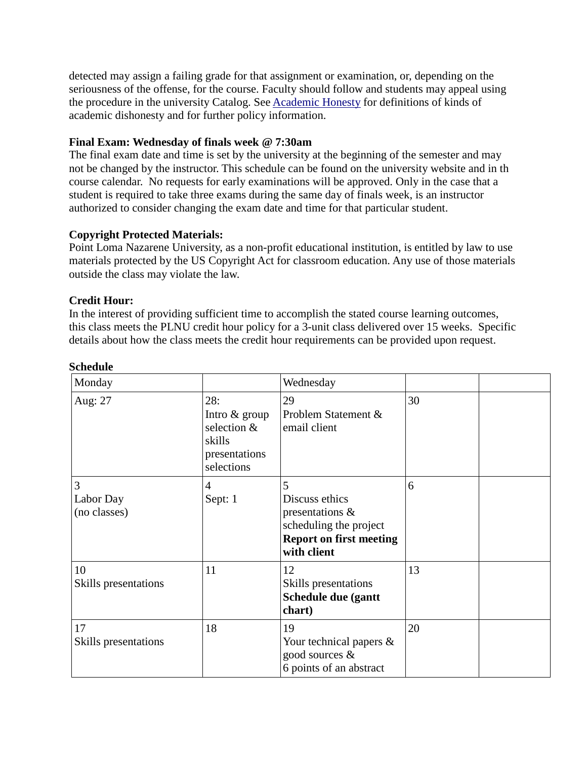detected may assign a failing grade for that assignment or examination, or, depending on the seriousness of the offense, for the course. Faculty should follow and students may appeal using the procedure in the university Catalog. See [Academic Honesty](#) for definitions of kinds of academic dishonesty and for further policy information.

**Final Exam: Wednesday of finals week @ 7:30am**
The final exam date and time is set by the university at the beginning of the semester and may not be changed by the instructor. This schedule can be found on the university website and in th course calendar. No requests for early examinations will be approved. Only in the case that a student is required to take three exams during the same day of finals week, is an instructor authorized to consider changing the exam date and time for that particular student.

**Copyright Protected Materials:**
Point Loma Nazarene University, as a non-profit educational institution, is entitled by law to use materials protected by the US Copyright Act for classroom education. Any use of those materials outside the class may violate the law.

**Credit Hour:**
In the interest of providing sufficient time to accomplish the stated course learning outcomes, this class meets the PLNU credit hour policy for a 3-unit class delivered over 15 weeks. Specific details about how the class meets the credit hour requirements can be provided upon request.

**Schedule**

| Monday | | Wednesday | | |
|---|---|---|---|---|
| Aug: 27 | 28:<br>Intro & group selection & skills presentations selections | 29<br>Problem Statement & email client | 30 | |
| 3<br>Labor Day (no classes) | 4<br>Sept: 1 | 5<br>Discuss ethics presentations & scheduling the project<br>**Report on first meeting with client** | 6 | |
| 10<br>Skills presentations | 11 | 12<br>Skills presentations<br>**Schedule due (gantt chart)** | 13 | |
| 17<br>Skills presentations | 18 | 19<br>Your technical papers & good sources &<br>6 points of an abstract | 20 | |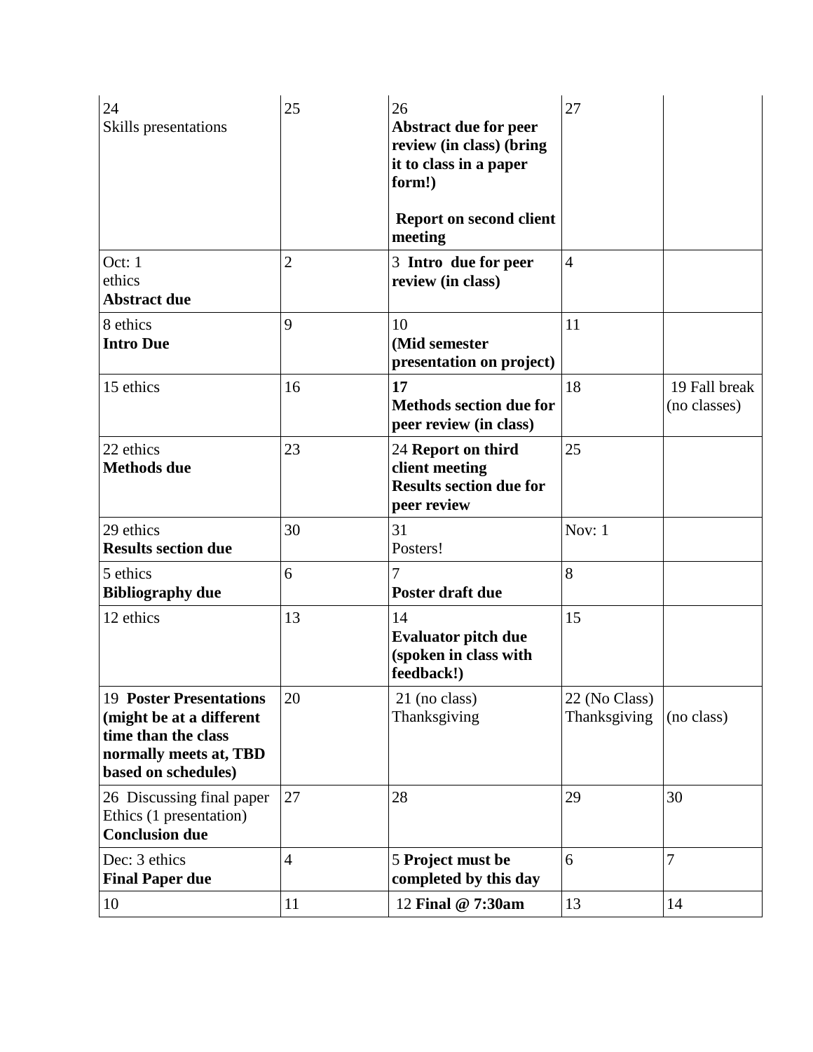| | | | | |
|---|---|---|---|---|
| 24<br>Skills presentations | 25 | 26<br>**Abstract due for peer review (in class) (bring it to class in a paper form!)**<br><br>**Report on second client meeting** | 27 | |
| Oct: 1<br>ethics<br>**Abstract due** | 2 | 3 **Intro due for peer review (in class)** | 4 | |
| 8 ethics<br>**Intro Due** | 9 | 10<br>**(Mid semester presentation on project)** | 11 | |
| 15 ethics | 16 | **17**<br>**Methods section due for peer review (in class)** | 18 | 19 Fall break (no classes) |
| 22 ethics<br>**Methods due** | 23 | 24 **Report on third client meeting**<br>**Results section due for peer review** | 25 | |
| 29 ethics<br>**Results section due** | 30 | 31<br>Posters! | Nov: 1 | |
| 5 ethics<br>**Bibliography due** | 6 | 7<br>**Poster draft due** | 8 | |
| 12 ethics | 13 | 14<br>**Evaluator pitch due (spoken in class with feedback!)** | 15 | |
| 19 **Poster Presentations (might be at a different time than the class normally meets at, TBD based on schedules)** | 20 | 21 (no class)<br>Thanksgiving | 22 (No Class)<br>Thanksgiving | (no class) |
| 26 Discussing final paper<br>Ethics (1 presentation)<br>**Conclusion due** | 27 | 28 | 29 | 30 |
| Dec: 3 ethics<br>**Final Paper due** | 4 | 5 **Project must be completed by this day** | 6 | 7 |
| 10 | 11 | 12 **Final @ 7:30am** | 13 | 14 |